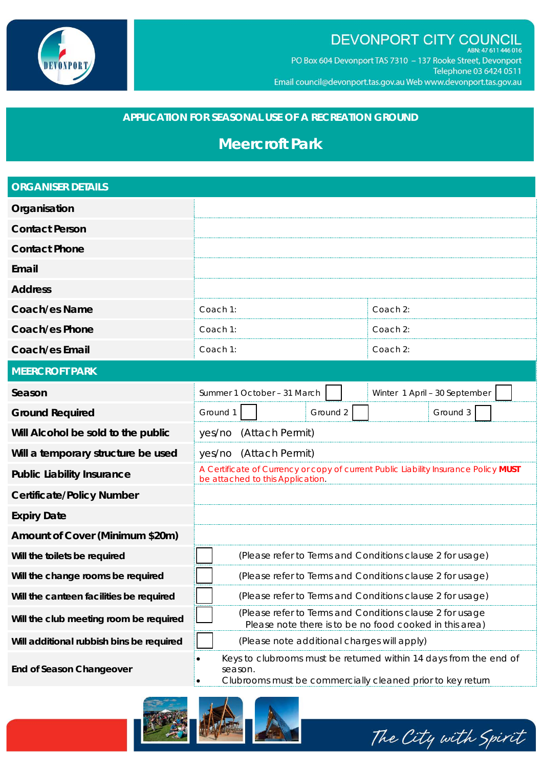# DEVONPORT CITY COUNCIL

ABN: 47 611 446 016

PO Box 604 Devonport TAS 7310 – 137 Rooke Street, Devonport
Telephone 03 6424 0511
Email council@devonport.tas.gov.au Web www.devonport.tas.gov.au

## APPLICATION FOR SEASONAL USE OF A RECREATION GROUND

## Meercroft Park

| ORGANISER DETAILS | | | |
|---|---|---|---|
| Organisation | | | |
| Contact Person | | | |
| Contact Phone | | | |
| Email | | | |
| Address | | | |
| Coach/es Name | Coach 1: | Coach 2: | |
| Coach/es Phone | Coach 1: | Coach 2: | |
| Coach/es Email | Coach 1: | Coach 2: | |

| MEERCROFT PARK | | | |
|---|---|---|---|
| Season | Summer 1 October – 31 March ☐ | Winter 1 April – 30 September ☐ | |
| Ground Required | Ground 1 ☐ | Ground 2 ☐ | Ground 3 ☐ |
| Will Alcohol be sold to the public | yes/no (Attach Permit) | | |
| Will a temporary structure be used | yes/no (Attach Permit) | | |
| Public Liability Insurance | A Certificate of Currency or copy of current Public Liability Insurance Policy **MUST** be attached to this Application. | | |
| Certificate/Policy Number | | | |
| Expiry Date | | | |
| Amount of Cover (Minimum $20m) | | | |
| Will the toilets be required | ☐ (Please refer to Terms and Conditions clause 2 for usage) | | |
| Will the change rooms be required | ☐ (Please refer to Terms and Conditions clause 2 for usage) | | |
| Will the canteen facilities be required | ☐ (Please refer to Terms and Conditions clause 2 for usage) | | |
| Will the club meeting room be required | ☐ (Please refer to Terms and Conditions clause 2 for usage Please note there is to be no food cooked in this area) | | |
| Will additional rubbish bins be required | ☐ (Please note additional charges will apply) | | |
| End of Season Changeover | • Keys to clubrooms must be returned within 14 days from the end of season. • Clubrooms must be commercially cleaned prior to key return | | |

*The City with Spirit*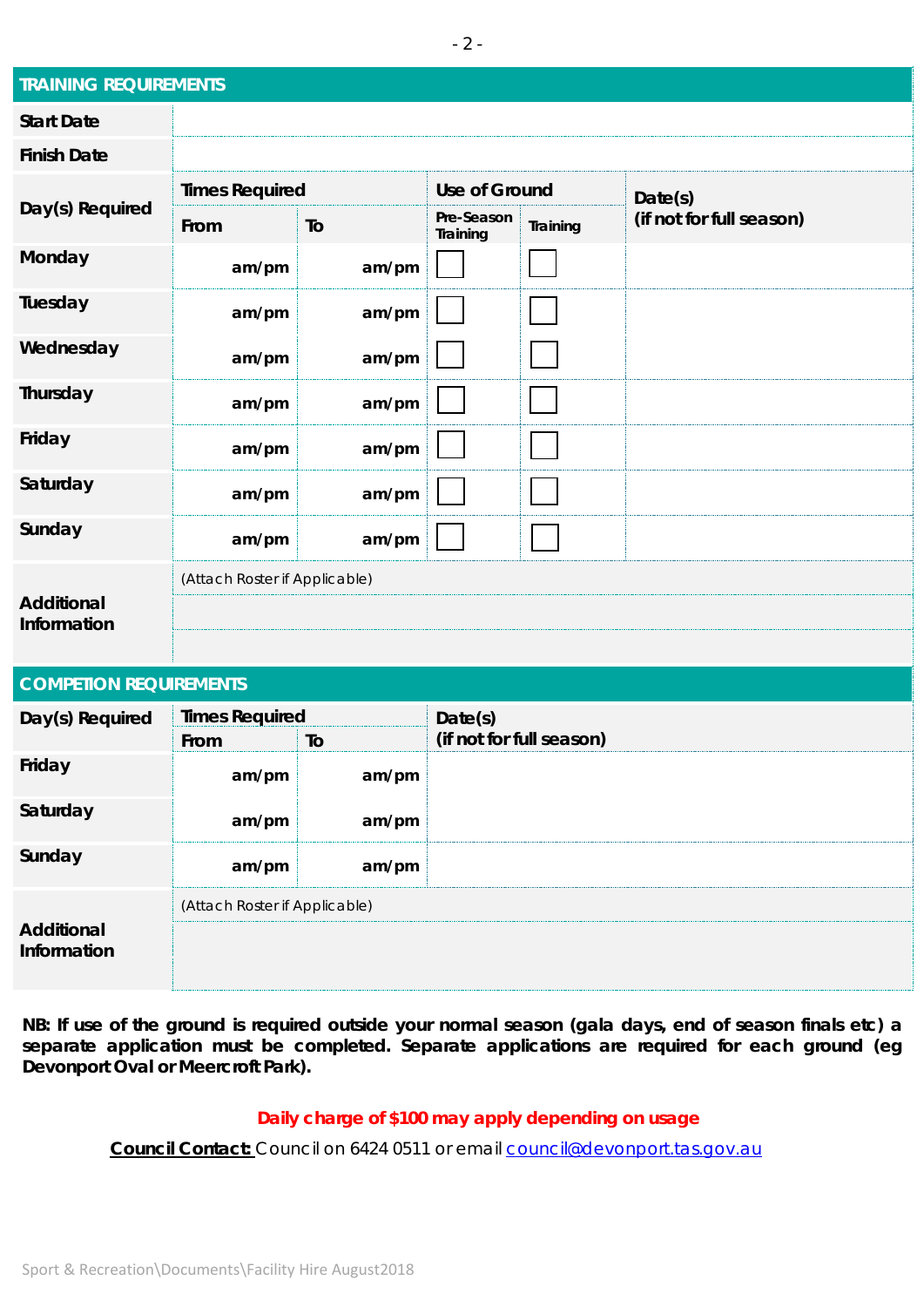## TRAINING REQUIREMENTS

| Start Date | | | | | |
|---|---|---|---|---|---|
| **Finish Date** | | | | | |
| **Day(s) Required** | **Times Required** | | **Use of Ground** | | **Date(s) (if not for full season)** |
| | **From** | **To** | **Pre-Season Training** | **Training** | |
| **Monday** | am/pm | am/pm | ☐ | ☐ | |
| **Tuesday** | am/pm | am/pm | ☐ | ☐ | |
| **Wednesday** | am/pm | am/pm | ☐ | ☐ | |
| **Thursday** | am/pm | am/pm | ☐ | ☐ | |
| **Friday** | am/pm | am/pm | ☐ | ☐ | |
| **Saturday** | am/pm | am/pm | ☐ | ☐ | |
| **Sunday** | am/pm | am/pm | ☐ | ☐ | |
| **Additional Information** | (Attach Roster if Applicable) | | | | |

## COMPETION REQUIREMENTS

| Day(s) Required | Times Required | | Date(s) (if not for full season) |
|---|---|---|---|
| | **From** | **To** | |
| **Friday** | am/pm | am/pm | |
| **Saturday** | am/pm | am/pm | |
| **Sunday** | am/pm | am/pm | |
| **Additional Information** | (Attach Roster if Applicable) | | |

**NB: If use of the ground is required outside your normal season (gala days, end of season finals etc) a separate application must be completed. Separate applications are required for each ground (eg Devonport Oval or Meercroft Park).**

**Daily charge of $100 may apply depending on usage**

**Council Contact:** Council on 6424 0511 or email council@devonport.tas.gov.au

Sport & Recreation\Documents\Facility Hire August2018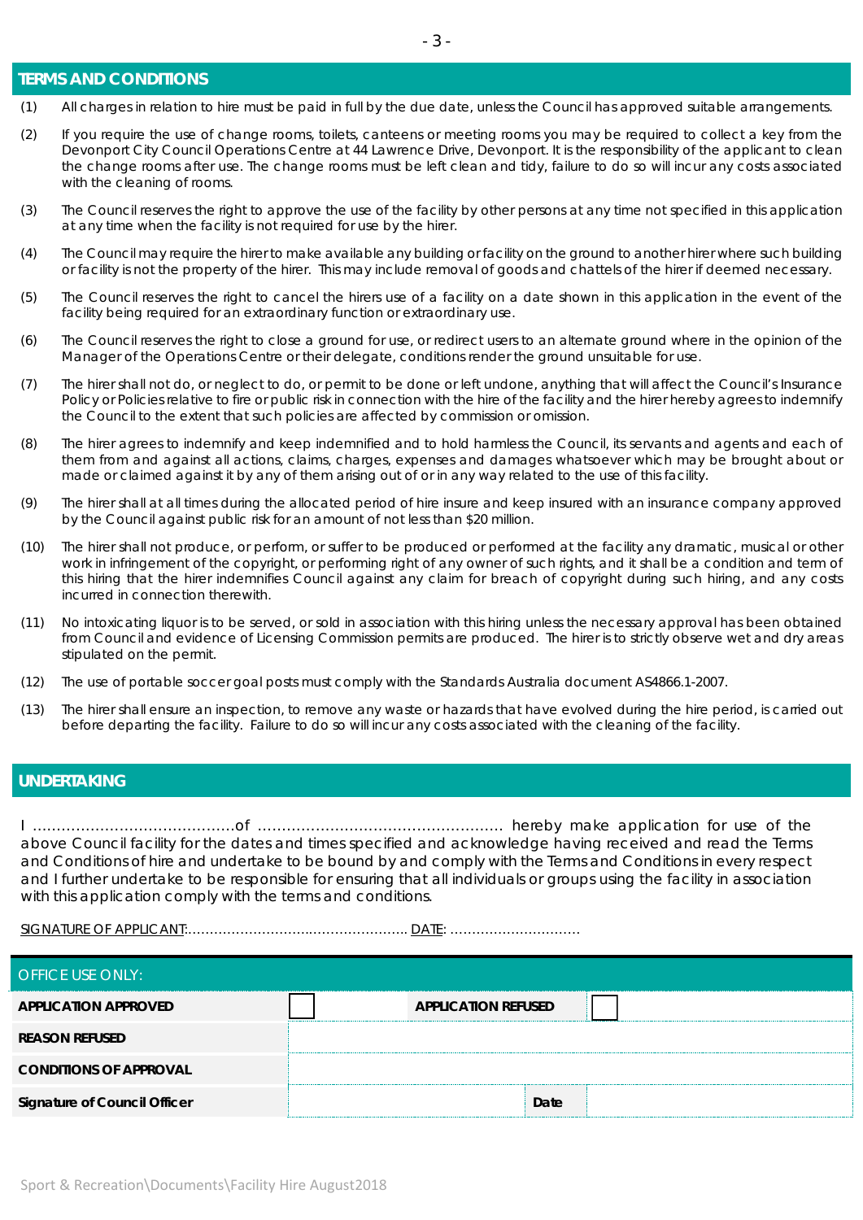## TERMS AND CONDITIONS

(1) All charges in relation to hire must be paid in full by the due date, unless the Council has approved suitable arrangements.

(2) If you require the use of change rooms, toilets, canteens or meeting rooms you may be required to collect a key from the Devonport City Council Operations Centre at 44 Lawrence Drive, Devonport. It is the responsibility of the applicant to clean the change rooms after use. The change rooms must be left clean and tidy, failure to do so will incur any costs associated with the cleaning of rooms.

(3) The Council reserves the right to approve the use of the facility by other persons at any time not specified in this application at any time when the facility is not required for use by the hirer.

(4) The Council may require the hirer to make available any building or facility on the ground to another hirer where such building or facility is not the property of the hirer. This may include removal of goods and chattels of the hirer if deemed necessary.

(5) The Council reserves the right to cancel the hirers use of a facility on a date shown in this application in the event of the facility being required for an extraordinary function or extraordinary use.

(6) The Council reserves the right to close a ground for use, or redirect users to an alternate ground where in the opinion of the Manager of the Operations Centre or their delegate, conditions render the ground unsuitable for use.

(7) The hirer shall not do, or neglect to do, or permit to be done or left undone, anything that will affect the Council's Insurance Policy or Policies relative to fire or public risk in connection with the hire of the facility and the hirer hereby agrees to indemnify the Council to the extent that such policies are affected by commission or omission.

(8) The hirer agrees to indemnify and keep indemnified and to hold harmless the Council, its servants and agents and each of them from and against all actions, claims, charges, expenses and damages whatsoever which may be brought about or made or claimed against it by any of them arising out of or in any way related to the use of this facility.

(9) The hirer shall at all times during the allocated period of hire insure and keep insured with an insurance company approved by the Council against public risk for an amount of not less than $20 million.

(10) The hirer shall not produce, or perform, or suffer to be produced or performed at the facility any dramatic, musical or other work in infringement of the copyright, or performing right of any owner of such rights, and it shall be a condition and term of this hiring that the hirer indemnifies Council against any claim for breach of copyright during such hiring, and any costs incurred in connection therewith.

(11) No intoxicating liquor is to be served, or sold in association with this hiring unless the necessary approval has been obtained from Council and evidence of Licensing Commission permits are produced. The hirer is to strictly observe wet and dry areas stipulated on the permit.

(12) The use of portable soccer goal posts must comply with the Standards Australia document AS4866.1-2007.

(13) The hirer shall ensure an inspection, to remove any waste or hazards that have evolved during the hire period, is carried out before departing the facility. Failure to do so will incur any costs associated with the cleaning of the facility.

## UNDERTAKING

I ..........................................of ................................................... hereby make application for use of the above Council facility for the dates and times specified and acknowledge having received and read the Terms and Conditions of hire and undertake to be bound by and comply with the Terms and Conditions in every respect and I further undertake to be responsible for ensuring that all individuals or groups using the facility in association with this application comply with the terms and conditions.

SIGNATURE OF APPLICANT:.................................................. DATE: ..............................

## OFFICE USE ONLY:

| | | | |
|---|---|---|---|
| **APPLICATION APPROVED** | ☐ | **APPLICATION REFUSED** | ☐ |
| **REASON REFUSED** | | | |
| **CONDITIONS OF APPROVAL** | | | |
| **Signature of Council Officer** | | **Date** | |

Sport & Recreation\Documents\Facility Hire August2018